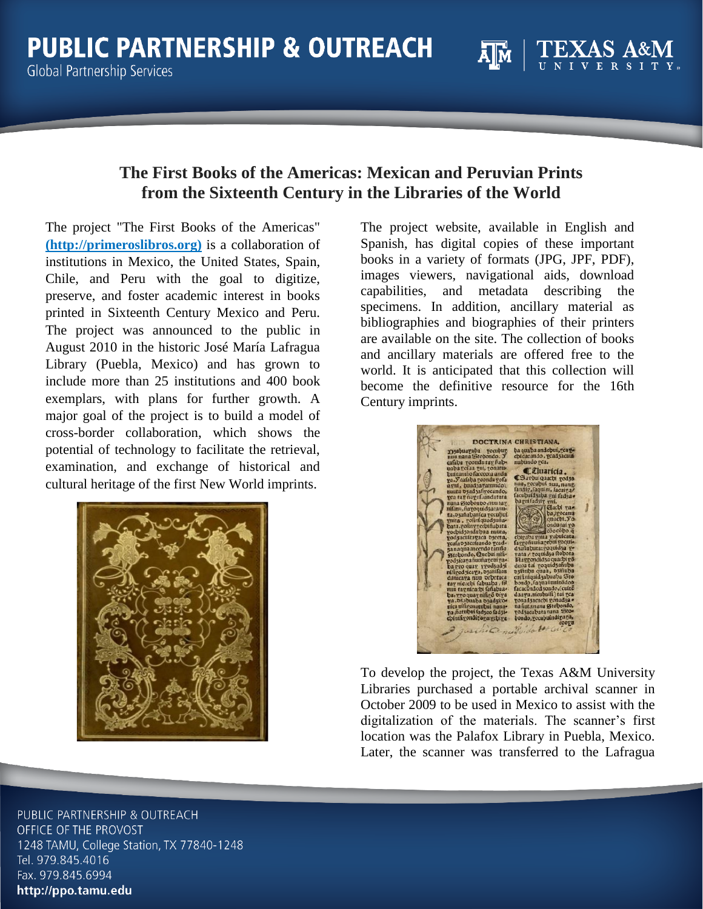# The First Books of the Americas: Mexican and Peruvian Prints from the Sixteenth Century in the Libraries of the World

The project "The First Books of the Americas" **(http://primeroslibros.org)** is a collaboration of institutions in Mexico, the United States, Spain, Chile, and Peru with the goal to digitize, preserve, and foster academic interest in books printed in Sixteenth Century Mexico and Peru. The project was announced to the public in August 2010 in the historic José María Lafragua Library (Puebla, Mexico) and has grown to include more than 25 institutions and 400 book exemplars, with plans for further growth. A major goal of the project is to build a model of cross-border collaboration, which shows the potential of technology to facilitate the retrieval, examination, and exchange of historical and cultural heritage of the first New World imprints.

The project website, available in English and Spanish, has digital copies of these important books in a variety of formats (JPG, JPF, PDF), images viewers, navigational aids, download capabilities, and metadata describing the specimens. In addition, ancillary material as bibliographies and biographies of their printers are available on the site. The collection of books and ancillary materials are offered free to the world. It is anticipated that this collection will become the definitive resource for the 16th Century imprints.

To develop the project, the Texas A&M University Libraries purchased a portable archival scanner in October 2009 to be used in Mexico to assist with the digitalization of the materials. The scanner's first location was the Palafox Library in Puebla, Mexico. Later, the scanner was transferred to the Lafragua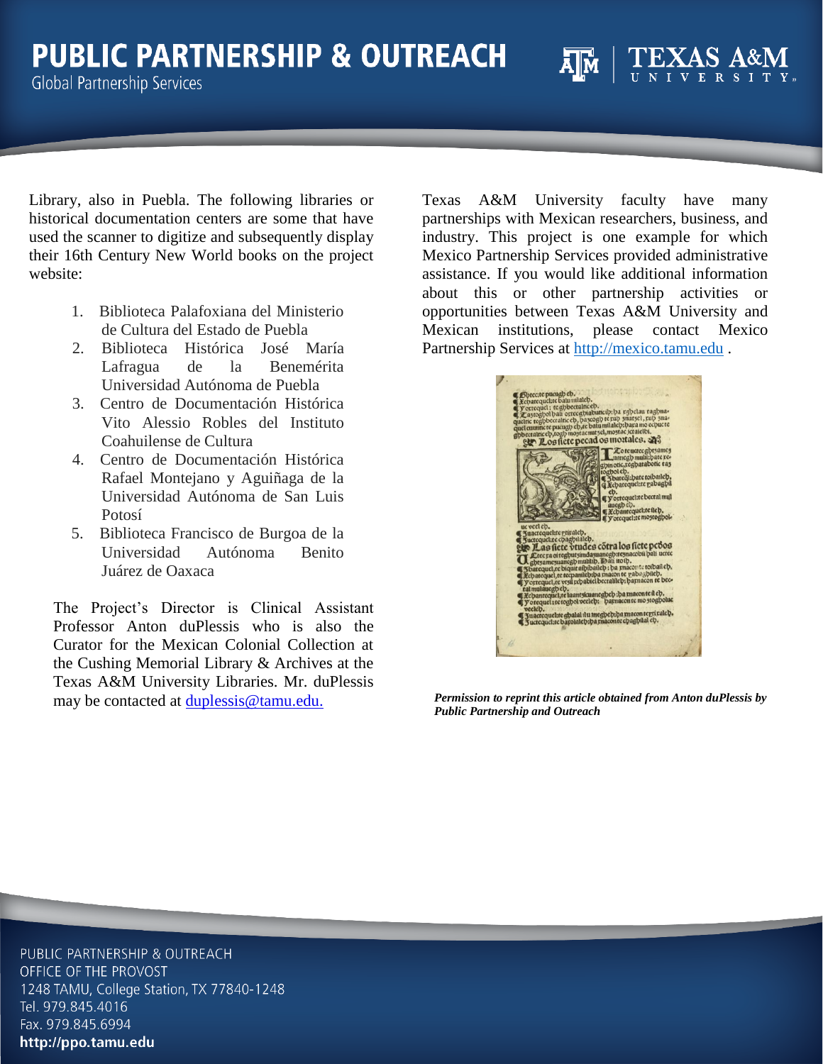Library, also in Puebla. The following libraries or historical documentation centers are some that have used the scanner to digitize and subsequently display their 16th Century New World books on the project website:

1. Biblioteca Palafoxiana del Ministerio de Cultura del Estado de Puebla
2. Biblioteca Histórica José María Lafragua de la Benemérita Universidad Autónoma de Puebla
3. Centro de Documentación Histórica Vito Alessio Robles del Instituto Coahuilense de Cultura
4. Centro de Documentación Histórica Rafael Montejano y Aguiñaga de la Universidad Autónoma de San Luis Potosí
5. Biblioteca Francisco de Burgoa de la Universidad Autónoma Benito Juárez de Oaxaca

The Project's Director is Clinical Assistant Professor Anton duPlessis who is also the Curator for the Mexican Colonial Collection at the Cushing Memorial Library & Archives at the Texas A&M University Libraries. Mr. duPlessis may be contacted at duplessis@tamu.edu.

Texas A&M University faculty have many partnerships with Mexican researchers, business, and industry. This project is one example for which Mexico Partnership Services provided administrative assistance. If you would like additional information about this or other partnership activities or opportunities between Texas A&M University and Mexican institutions, please contact Mexico Partnership Services at http://mexico.tamu.edu .

***Permission to reprint this article obtained from Anton duPlessis by Public Partnership and Outreach***

PUBLIC PARTNERSHIP & OUTREACH
OFFICE OF THE PROVOST
1248 TAMU, College Station, TX 77840-1248
Tel. 979.845.4016
Fax. 979.845.6994
**http://ppo.tamu.edu**